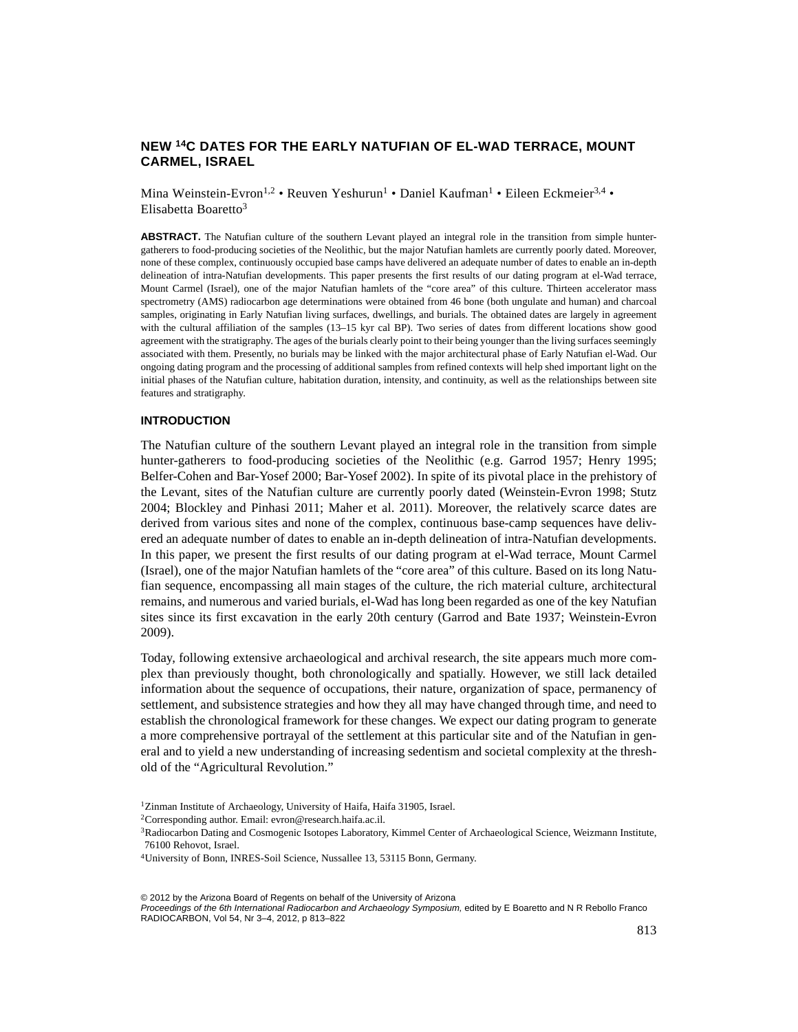# NEW $^{14}C$ DATES FOR THE EARLY NATUFIAN OF EL-WAD TERRACE, MOUNT CARMEL, ISRAEL

Mina Weinstein-Evron[1,2] • Reuven Yeshurun[1] • Daniel Kaufman[1] • Eileen Eckmeier[3,4] • Elisabetta Boaretto[3]

**ABSTRACT.** The Natufian culture of the southern Levant played an integral role in the transition from simple hunter-gatherers to food-producing societies of the Neolithic, but the major Natufian hamlets are currently poorly dated. Moreover, none of these complex, continuously occupied base camps have delivered an adequate number of dates to enable an in-depth delineation of intra-Natufian developments. This paper presents the first results of our dating program at el-Wad terrace, Mount Carmel (Israel), one of the major Natufian hamlets of the "core area" of this culture. Thirteen accelerator mass spectrometry (AMS) radiocarbon age determinations were obtained from 46 bone (both ungulate and human) and charcoal samples, originating in Early Natufian living surfaces, dwellings, and burials. The obtained dates are largely in agreement with the cultural affiliation of the samples (13–15 kyr cal BP). Two series of dates from different locations show good agreement with the stratigraphy. The ages of the burials clearly point to their being younger than the living surfaces seemingly associated with them. Presently, no burials may be linked with the major architectural phase of Early Natufian el-Wad. Our ongoing dating program and the processing of additional samples from refined contexts will help shed important light on the initial phases of the Natufian culture, habitation duration, intensity, and continuity, as well as the relationships between site features and stratigraphy.

## INTRODUCTION

The Natufian culture of the southern Levant played an integral role in the transition from simple hunter-gatherers to food-producing societies of the Neolithic (e.g. Garrod 1957; Henry 1995; Belfer-Cohen and Bar-Yosef 2000; Bar-Yosef 2002). In spite of its pivotal place in the prehistory of the Levant, sites of the Natufian culture are currently poorly dated (Weinstein-Evron 1998; Stutz 2004; Blockley and Pinhasi 2011; Maher et al. 2011). Moreover, the relatively scarce dates are derived from various sites and none of the complex, continuous base-camp sequences have delivered an adequate number of dates to enable an in-depth delineation of intra-Natufian developments. In this paper, we present the first results of our dating program at el-Wad terrace, Mount Carmel (Israel), one of the major Natufian hamlets of the "core area" of this culture. Based on its long Natufian sequence, encompassing all main stages of the culture, the rich material culture, architectural remains, and numerous and varied burials, el-Wad has long been regarded as one of the key Natufian sites since its first excavation in the early 20th century (Garrod and Bate 1937; Weinstein-Evron 2009).

Today, following extensive archaeological and archival research, the site appears much more complex than previously thought, both chronologically and spatially. However, we still lack detailed information about the sequence of occupations, their nature, organization of space, permanency of settlement, and subsistence strategies and how they all may have changed through time, and need to establish the chronological framework for these changes. We expect our dating program to generate a more comprehensive portrayal of the settlement at this particular site and of the Natufian in general and to yield a new understanding of increasing sedentism and societal complexity at the threshold of the "Agricultural Revolution."

[1]Zinman Institute of Archaeology, University of Haifa, Haifa 31905, Israel.
[2]Corresponding author. Email: evron@research.haifa.ac.il.
[3]Radiocarbon Dating and Cosmogenic Isotopes Laboratory, Kimmel Center of Archaeological Science, Weizmann Institute, 76100 Rehovot, Israel.
[4]University of Bonn, INRES-Soil Science, Nussallee 13, 53115 Bonn, Germany.

© 2012 by the Arizona Board of Regents on behalf of the University of Arizona
*Proceedings of the 6th International Radiocarbon and Archaeology Symposium,* edited by E Boaretto and N R Rebollo Franco
RADIOCARBON, Vol 54, Nr 3–4, 2012, p 813–822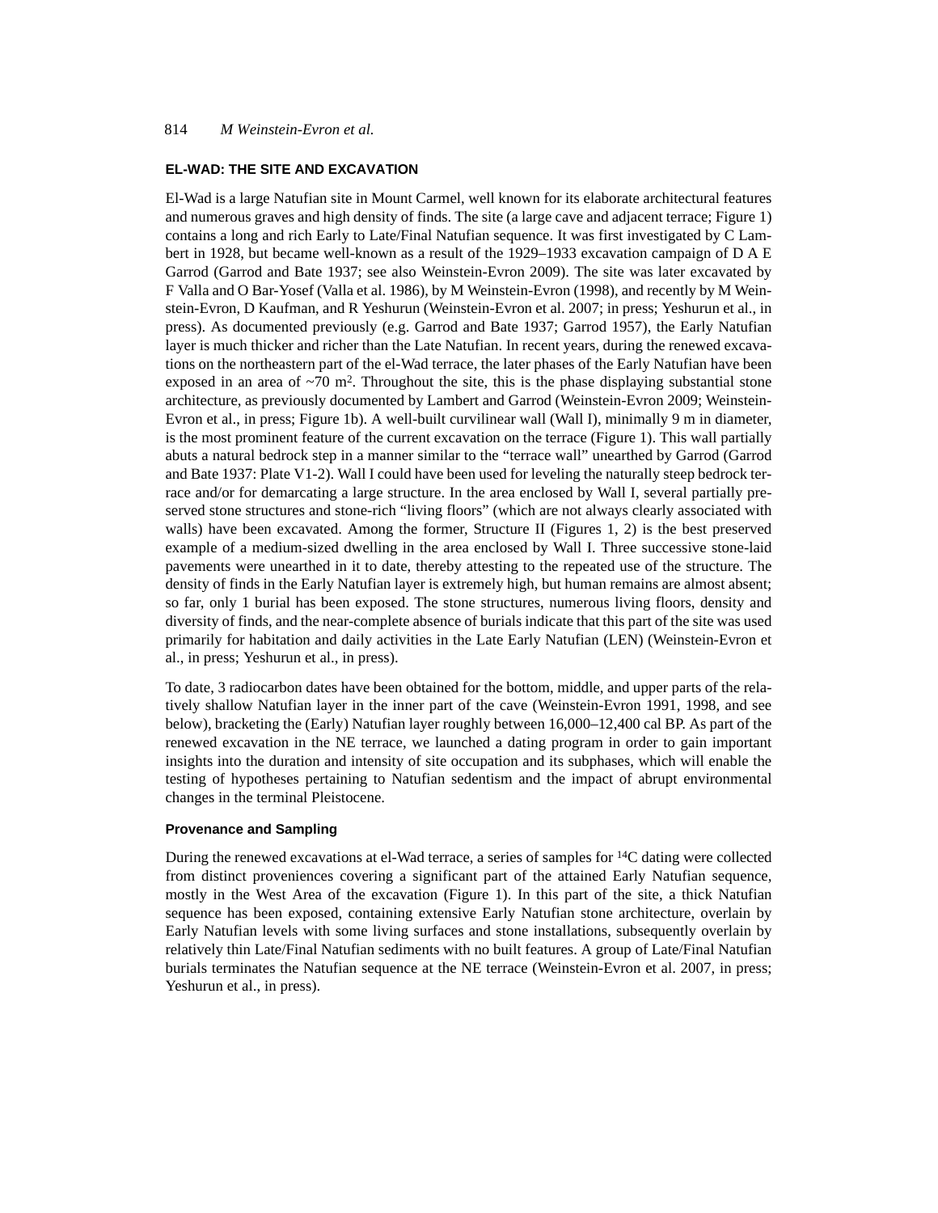## EL-WAD: THE SITE AND EXCAVATION

El-Wad is a large Natufian site in Mount Carmel, well known for its elaborate architectural features and numerous graves and high density of finds. The site (a large cave and adjacent terrace; Figure 1) contains a long and rich Early to Late/Final Natufian sequence. It was first investigated by C Lambert in 1928, but became well-known as a result of the 1929–1933 excavation campaign of D A E Garrod (Garrod and Bate 1937; see also Weinstein-Evron 2009). The site was later excavated by F Valla and O Bar-Yosef (Valla et al. 1986), by M Weinstein-Evron (1998), and recently by M Weinstein-Evron, D Kaufman, and R Yeshurun (Weinstein-Evron et al. 2007; in press; Yeshurun et al., in press). As documented previously (e.g. Garrod and Bate 1937; Garrod 1957), the Early Natufian layer is much thicker and richer than the Late Natufian. In recent years, during the renewed excavations on the northeastern part of the el-Wad terrace, the later phases of the Early Natufian have been exposed in an area of ~70 m$^2$. Throughout the site, this is the phase displaying substantial stone architecture, as previously documented by Lambert and Garrod (Weinstein-Evron 2009; Weinstein-Evron et al., in press; Figure 1b). A well-built curvilinear wall (Wall I), minimally 9 m in diameter, is the most prominent feature of the current excavation on the terrace (Figure 1). This wall partially abuts a natural bedrock step in a manner similar to the "terrace wall" unearthed by Garrod (Garrod and Bate 1937: Plate V1-2). Wall I could have been used for leveling the naturally steep bedrock terrace and/or for demarcating a large structure. In the area enclosed by Wall I, several partially preserved stone structures and stone-rich "living floors" (which are not always clearly associated with walls) have been excavated. Among the former, Structure II (Figures 1, 2) is the best preserved example of a medium-sized dwelling in the area enclosed by Wall I. Three successive stone-laid pavements were unearthed in it to date, thereby attesting to the repeated use of the structure. The density of finds in the Early Natufian layer is extremely high, but human remains are almost absent; so far, only 1 burial has been exposed. The stone structures, numerous living floors, density and diversity of finds, and the near-complete absence of burials indicate that this part of the site was used primarily for habitation and daily activities in the Late Early Natufian (LEN) (Weinstein-Evron et al., in press; Yeshurun et al., in press).

To date, 3 radiocarbon dates have been obtained for the bottom, middle, and upper parts of the relatively shallow Natufian layer in the inner part of the cave (Weinstein-Evron 1991, 1998, and see below), bracketing the (Early) Natufian layer roughly between 16,000–12,400 cal BP. As part of the renewed excavation in the NE terrace, we launched a dating program in order to gain important insights into the duration and intensity of site occupation and its subphases, which will enable the testing of hypotheses pertaining to Natufian sedentism and the impact of abrupt environmental changes in the terminal Pleistocene.

### Provenance and Sampling

During the renewed excavations at el-Wad terrace, a series of samples for $^{14}C$ dating were collected from distinct proveniences covering a significant part of the attained Early Natufian sequence, mostly in the West Area of the excavation (Figure 1). In this part of the site, a thick Natufian sequence has been exposed, containing extensive Early Natufian stone architecture, overlain by Early Natufian levels with some living surfaces and stone installations, subsequently overlain by relatively thin Late/Final Natufian sediments with no built features. A group of Late/Final Natufian burials terminates the Natufian sequence at the NE terrace (Weinstein-Evron et al. 2007, in press; Yeshurun et al., in press).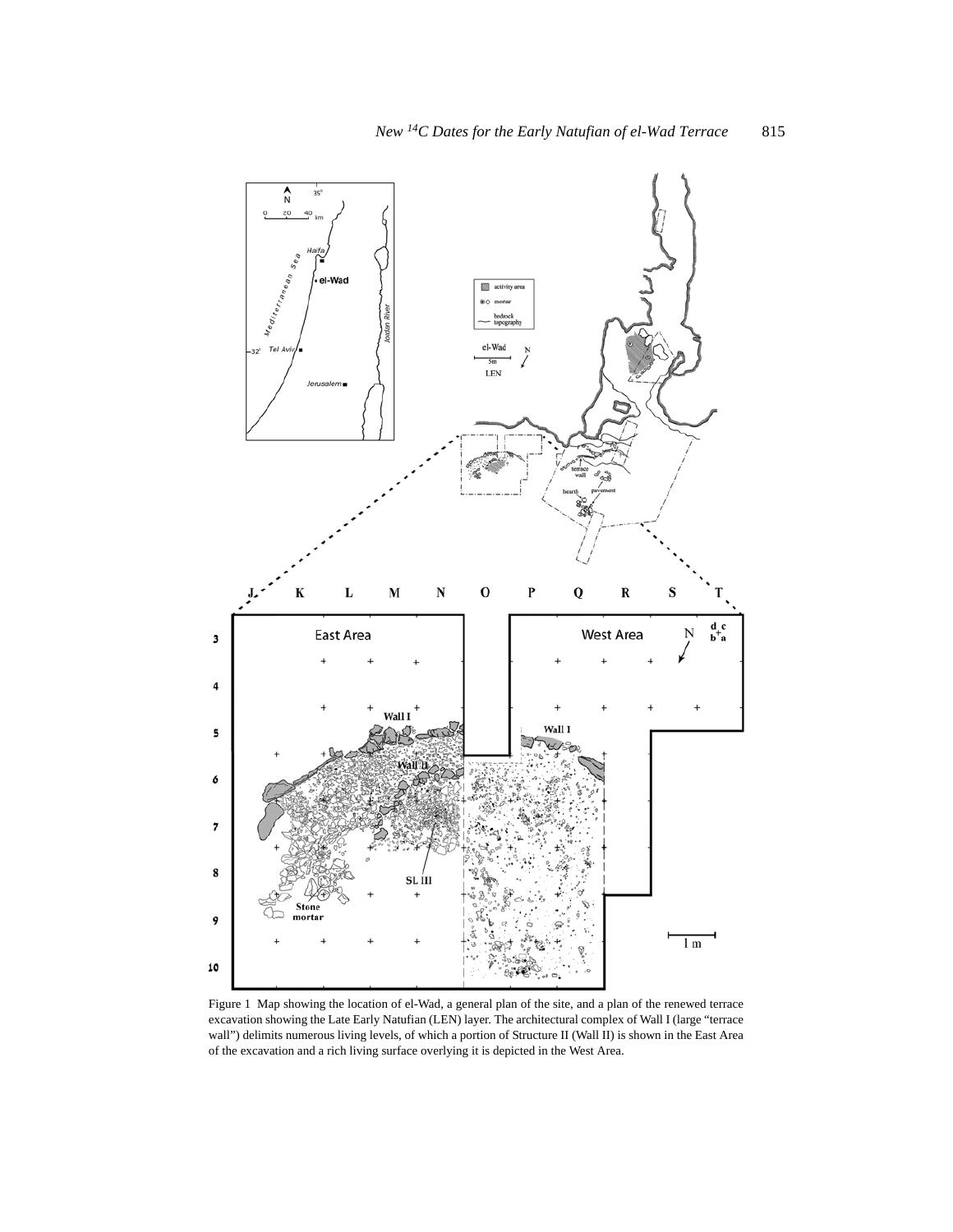Figure 1 Map showing the location of el-Wad, a general plan of the site, and a plan of the renewed terrace excavation showing the Late Early Natufian (LEN) layer. The architectural complex of Wall I (large "terrace wall") delimits numerous living levels, of which a portion of Structure II (Wall II) is shown in the East Area of the excavation and a rich living surface overlying it is depicted in the West Area.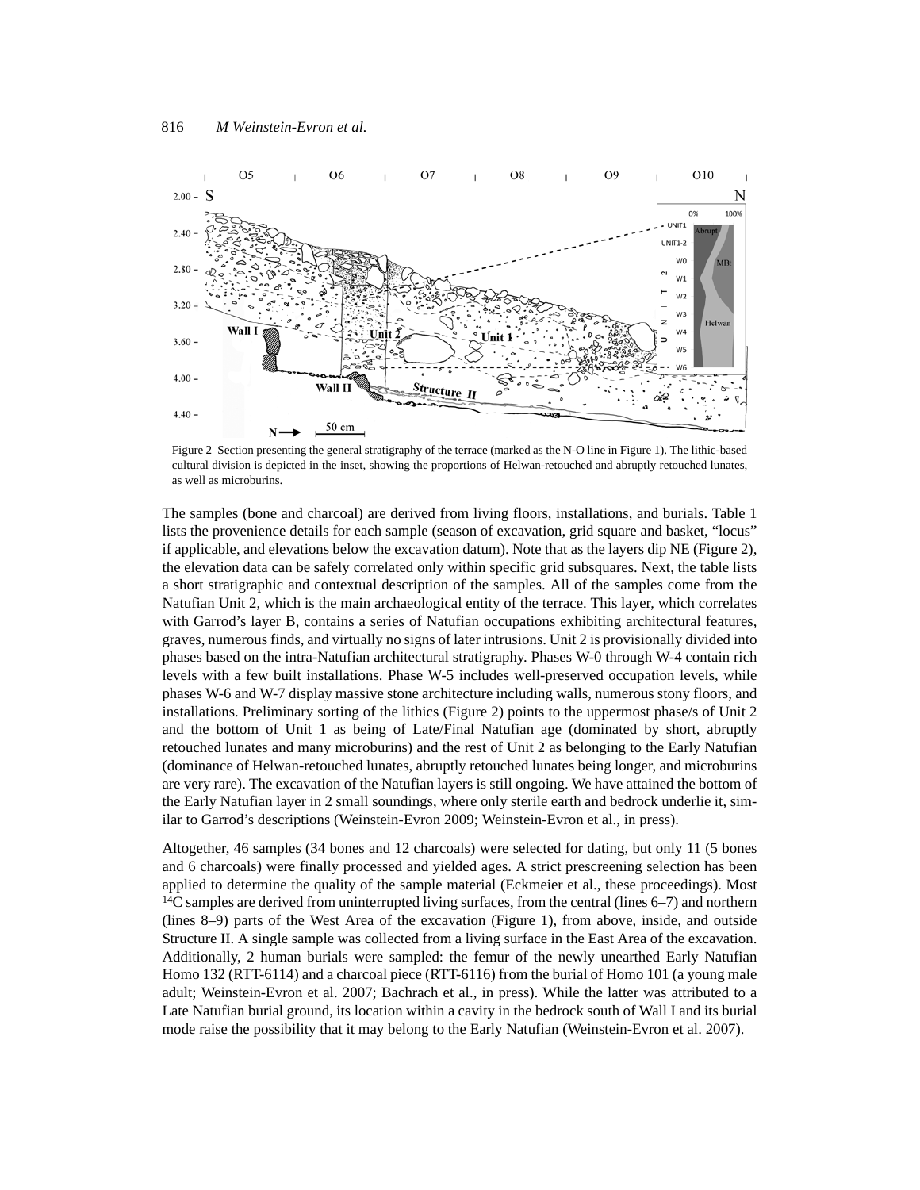Figure 2 Section presenting the general stratigraphy of the terrace (marked as the N-O line in Figure 1). The lithic-based cultural division is depicted in the inset, showing the proportions of Helwan-retouched and abruptly retouched lunates, as well as microburins.

The samples (bone and charcoal) are derived from living floors, installations, and burials. Table 1 lists the provenience details for each sample (season of excavation, grid square and basket, "locus" if applicable, and elevations below the excavation datum). Note that as the layers dip NE (Figure 2), the elevation data can be safely correlated only within specific grid subsquares. Next, the table lists a short stratigraphic and contextual description of the samples. All of the samples come from the Natufian Unit 2, which is the main archaeological entity of the terrace. This layer, which correlates with Garrod's layer B, contains a series of Natufian occupations exhibiting architectural features, graves, numerous finds, and virtually no signs of later intrusions. Unit 2 is provisionally divided into phases based on the intra-Natufian architectural stratigraphy. Phases W-0 through W-4 contain rich levels with a few built installations. Phase W-5 includes well-preserved occupation levels, while phases W-6 and W-7 display massive stone architecture including walls, numerous stony floors, and installations. Preliminary sorting of the lithics (Figure 2) points to the uppermost phase/s of Unit 2 and the bottom of Unit 1 as being of Late/Final Natufian age (dominated by short, abruptly retouched lunates and many microburins) and the rest of Unit 2 as belonging to the Early Natufian (dominance of Helwan-retouched lunates, abruptly retouched lunates being longer, and microburins are very rare). The excavation of the Natufian layers is still ongoing. We have attained the bottom of the Early Natufian layer in 2 small soundings, where only sterile earth and bedrock underlie it, similar to Garrod's descriptions (Weinstein-Evron 2009; Weinstein-Evron et al., in press).

Altogether, 46 samples (34 bones and 12 charcoals) were selected for dating, but only 11 (5 bones and 6 charcoals) were finally processed and yielded ages. A strict prescreening selection has been applied to determine the quality of the sample material (Eckmeier et al., these proceedings). Most $^{14}C$ samples are derived from uninterrupted living surfaces, from the central (lines 6–7) and northern (lines 8–9) parts of the West Area of the excavation (Figure 1), from above, inside, and outside Structure II. A single sample was collected from a living surface in the East Area of the excavation. Additionally, 2 human burials were sampled: the femur of the newly unearthed Early Natufian Homo 132 (RTT-6114) and a charcoal piece (RTT-6116) from the burial of Homo 101 (a young male adult; Weinstein-Evron et al. 2007; Bachrach et al., in press). While the latter was attributed to a Late Natufian burial ground, its location within a cavity in the bedrock south of Wall I and its burial mode raise the possibility that it may belong to the Early Natufian (Weinstein-Evron et al. 2007).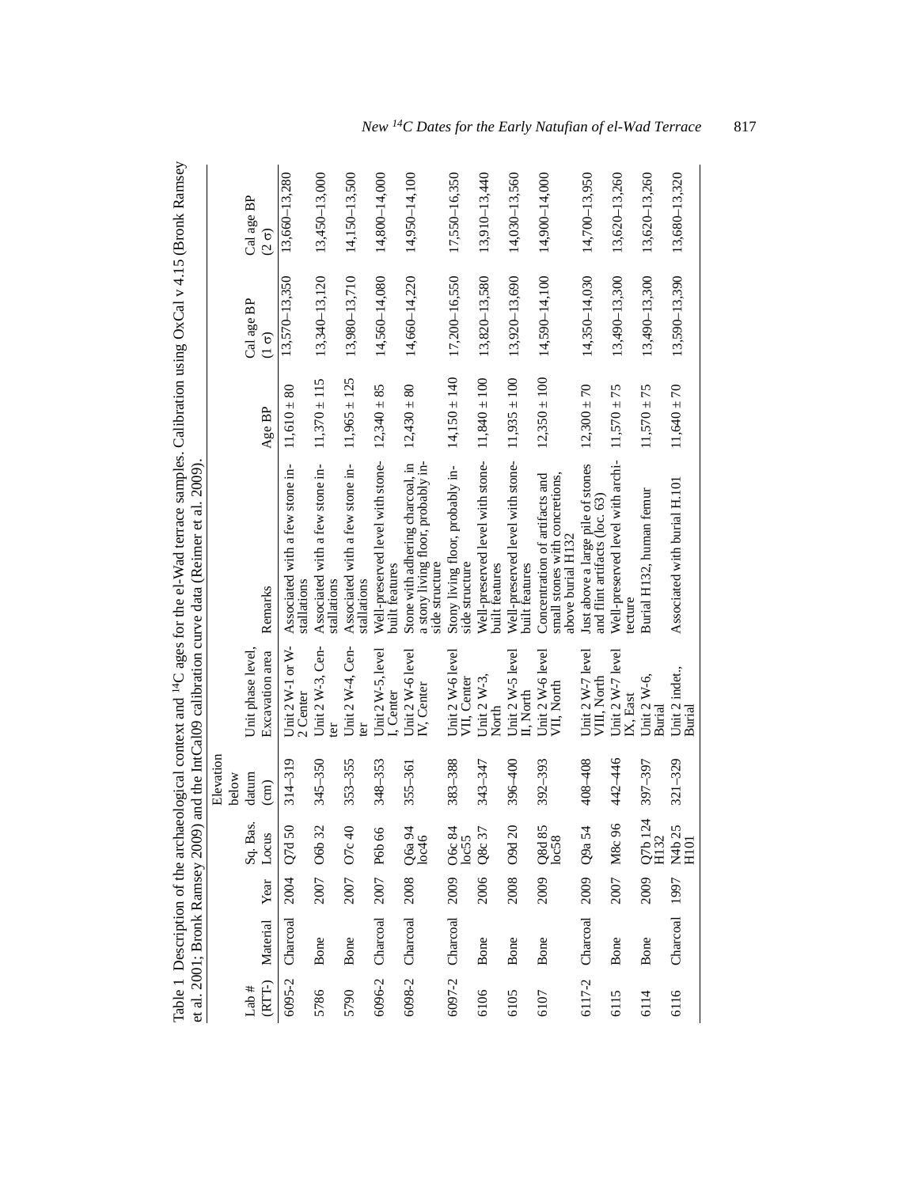Table 1 Description of the archaeological context and $^{14}C$ ages for the el-Wad terrace samples. Calibration using OxCal v 4.15 (Bronk Ramsey et al. 2001; Bronk Ramsey 2009) and the IntCal09 calibration curve data (Reimer et al. 2009).

| Lab # (RTT-) | Material | Year | Sq. Bas. Locus | Elevation below datum (cm) | Unit phase level, Excavation area | Remarks | Age BP | Cal age BP (1 σ) | Cal age BP (2 σ) |
|---|---|---|---|---|---|---|---|---|---|
| 6095-2 | Charcoal | 2004 | Q7d 50 | 314–319 | Unit 2 W-1 or W-2 Center | Associated with a few stone installations | 11,610 ± 80 | 13,570–13,350 | 13,660–13,280 |
| 5786 | Bone | 2007 | O6b 32 | 345–350 | Unit 2 W-3, Center | Associated with a few stone installations | 11,370 ± 115 | 13,340–13,120 | 13,450–13,000 |
| 5790 | Bone | 2007 | O7c 40 | 353–355 | Unit 2 W-4, Center | Associated with a few stone installations | 11,965 ± 125 | 13,980–13,710 | 14,150–13,500 |
| 6096-2 | Charcoal | 2007 | P6b 66 | 348–353 | Unit 2 W-5, level I, Center | Well-preserved level with stone-built features | 12,340 ± 85 | 14,560–14,080 | 14,800–14,000 |
| 6098-2 | Charcoal | 2008 | Q6a 94 loc46 | 355–361 | Unit 2 W-6 level IV, Center | Stone with adhering charcoal, in a stony living floor, probably inside structure | 12,430 ± 80 | 14,660–14,220 | 14,950–14,100 |
| 6097-2 | Charcoal | 2009 | O6c 84 loc55 | 383–388 | Unit 2 W-6 level VII, Center | Stony living floor, probably inside structure | 14,150 ± 140 | 17,200–16,550 | 17,550–16,350 |
| 6106 | Bone | 2006 | Q8c 37 | 343–347 | Unit 2 W-3, North | Well-preserved level with stone-built features | 11,840 ± 100 | 13,820–13,580 | 13,910–13,440 |
| 6105 | Bone | 2008 | O9d 20 | 396–400 | Unit 2 W-5 level II, North | Well-preserved level with stone-built features | 11,935 ± 100 | 13,920–13,690 | 14,030–13,560 |
| 6107 | Bone | 2009 | Q8d 85 loc58 | 392–393 | Unit 2 W-6 level VII, North | Concentration of artifacts and small stones with concretions, above burial H132 | 12,350 ± 100 | 14,590–14,100 | 14,900–14,000 |
| 6117-2 | Charcoal | 2009 | Q9a 54 | 408–408 | Unit 2 W-7 level VIII, North | Just above a large pile of stones and flint artifacts (loc. 63) | 12,300 ± 70 | 14,350–14,030 | 14,700–13,950 |
| 6115 | Bone | 2007 | M8c 96 | 442–446 | Unit 2 W-7 level IX, East | Well-preserved level with architecture | 11,570 ± 75 | 13,490–13,300 | 13,620–13,260 |
| 6114 | Bone | 2009 | Q7b 124 H132 | 397–397 | Unit 2 W-6, Burial | Burial H132, human femur | 11,570 ± 75 | 13,490–13,300 | 13,620–13,260 |
| 6116 | Charcoal | 1997 | N4b 25 H101 | 321–329 | Unit 2 indet., Burial | Associated with burial H.101 | 11,640 ± 70 | 13,590–13,390 | 13,680–13,320 |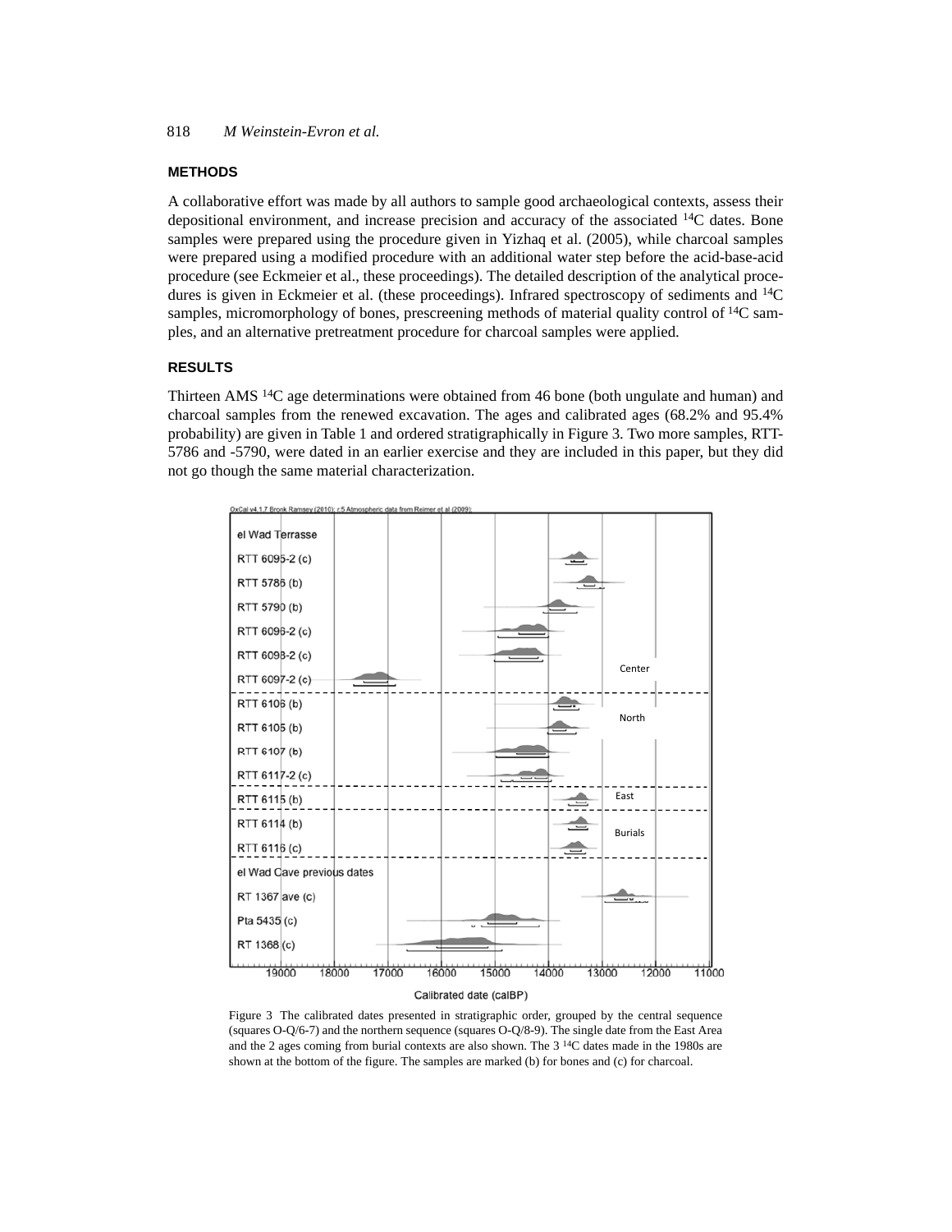## METHODS

A collaborative effort was made by all authors to sample good archaeological contexts, assess their depositional environment, and increase precision and accuracy of the associated $^{14}$C dates. Bone samples were prepared using the procedure given in Yizhaq et al. (2005), while charcoal samples were prepared using a modified procedure with an additional water step before the acid-base-acid procedure (see Eckmeier et al., these proceedings). The detailed description of the analytical procedures is given in Eckmeier et al. (these proceedings). Infrared spectroscopy of sediments and $^{14}$C samples, micromorphology of bones, prescreening methods of material quality control of $^{14}$C samples, and an alternative pretreatment procedure for charcoal samples were applied.

## RESULTS

Thirteen AMS $^{14}$C age determinations were obtained from 46 bone (both ungulate and human) and charcoal samples from the renewed excavation. The ages and calibrated ages (68.2% and 95.4% probability) are given in Table 1 and ordered stratigraphically in Figure 3. Two more samples, RTT-5786 and -5790, were dated in an earlier exercise and they are included in this paper, but they did not go though the same material characterization.

Figure 3 The calibrated dates presented in stratigraphic order, grouped by the central sequence (squares O-Q/6-7) and the northern sequence (squares O-Q/8-9). The single date from the East Area and the 2 ages coming from burial contexts are also shown. The 3 $^{14}$C dates made in the 1980s are shown at the bottom of the figure. The samples are marked (b) for bones and (c) for charcoal.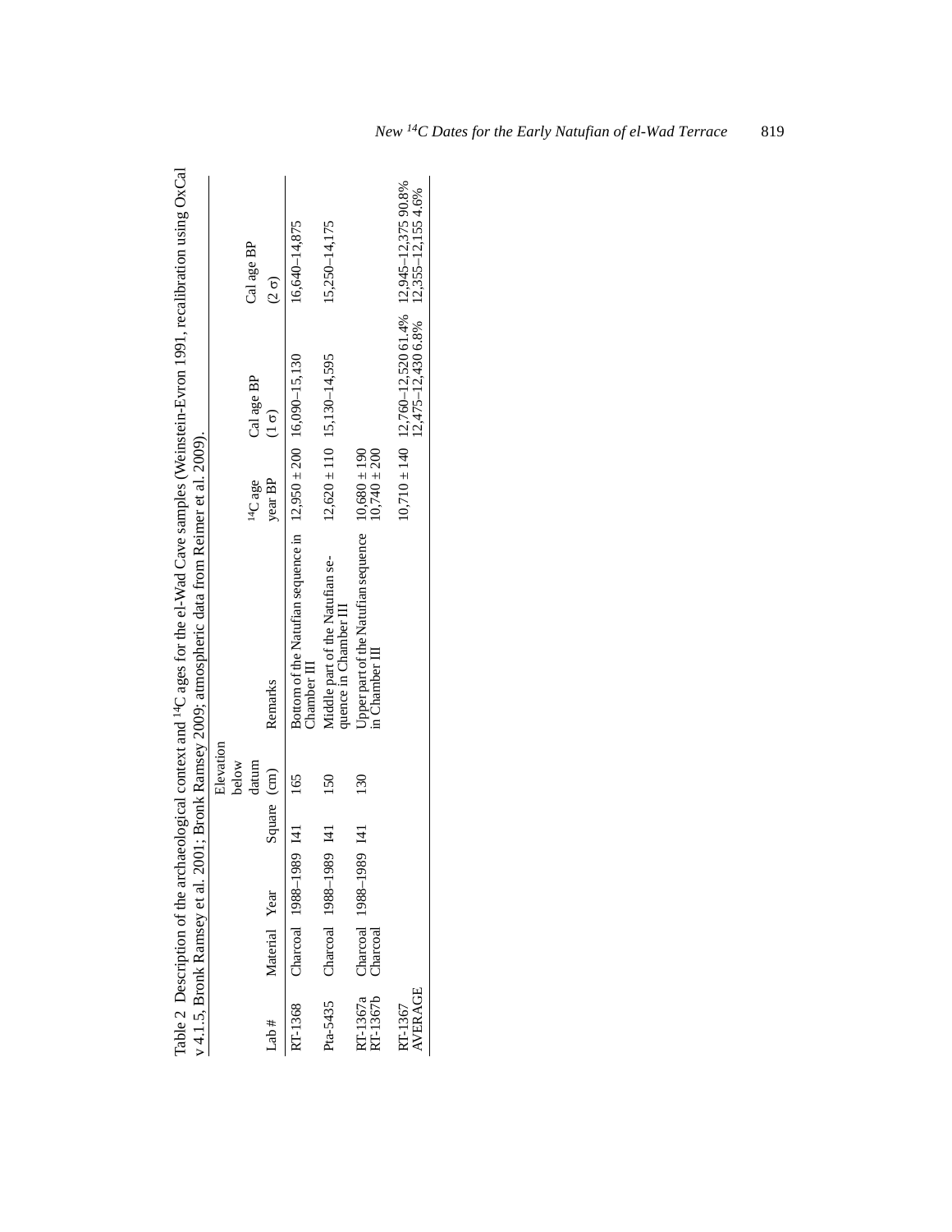Table 2 Description of the archaeological context and $^{14}C$ ages for the el-Wad Cave samples (Weinstein-Evron 1991, recalibration using OxCal v 4.1.5, Bronk Ramsey et al. 2001; Bronk Ramsey 2009; atmospheric data from Reimer et al. 2009).

| Lab # | Material | Year | Square | Elevation below datum (cm) | Remarks | $^{14}C$ age year BP | Cal age BP (1 σ) | Cal age BP (2 σ) |
|---|---|---|---|---|---|---|---|---|
| RT-1368 | Charcoal | 1988–1989 | I41 | 165 | Bottom of the Natufian sequence in Chamber III | 12,950 ± 200 | 16,090–15,130 | 16,640–14,875 |
| Pta-5435 | Charcoal | 1988–1989 | I41 | 150 | Middle part of the Natufian sequence in Chamber III | 12,620 ± 110 | 15,130–14,595 | 15,250–14,175 |
| RT-1367a<br>RT-1367b | Charcoal<br>Charcoal | 1988–1989 | I41 | 130 | Upper part of the Natufian sequence in Chamber III | 10,680 ± 190<br>10,740 ± 200 | | |
| RT-1367 AVERAGE | | | | | | 10,710 ± 140 | 12,760–12,520 61.4%<br>12,475–12,430 6.8% | 12,945–12,375 90.8%<br>12,355–12,155 4.6% |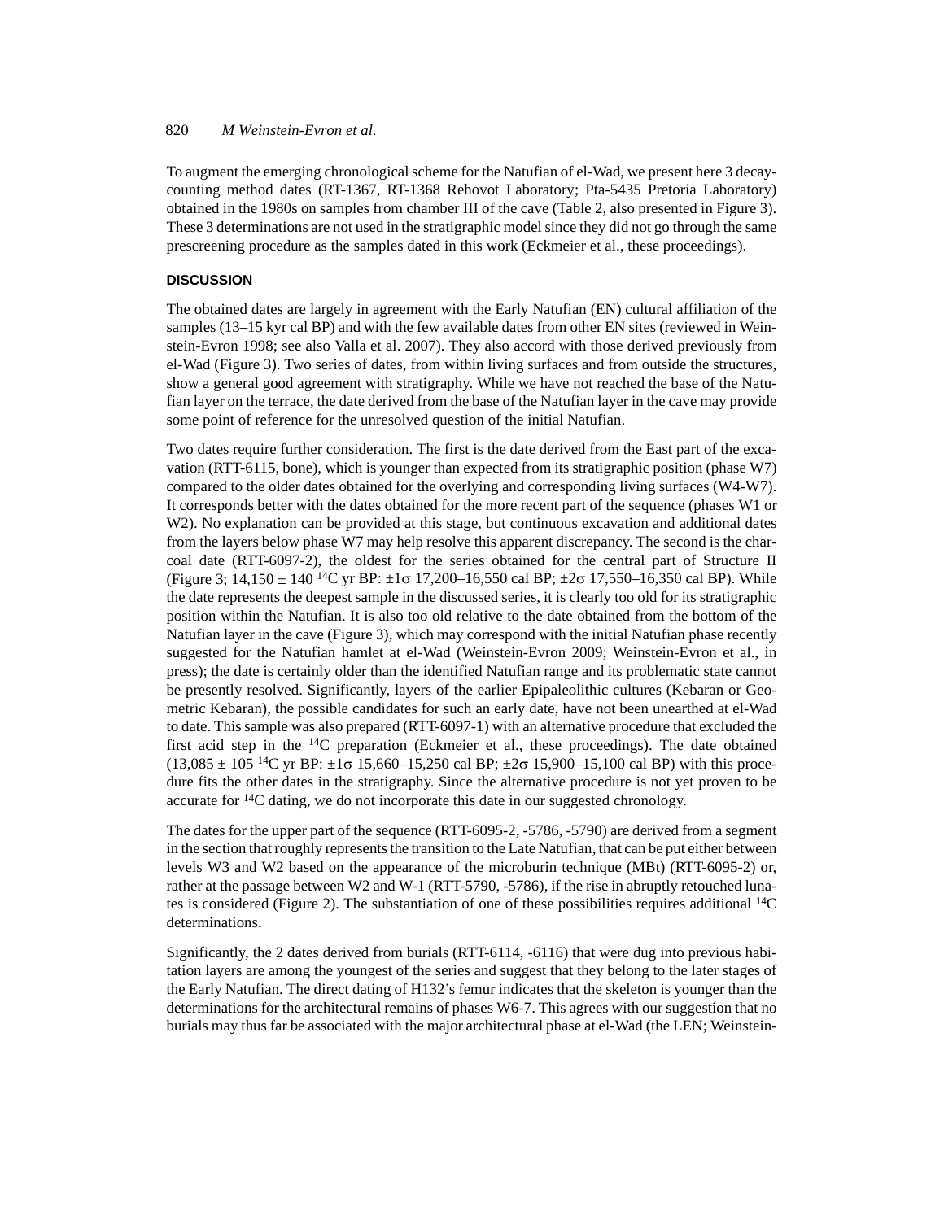To augment the emerging chronological scheme for the Natufian of el-Wad, we present here 3 decay-counting method dates (RT-1367, RT-1368 Rehovot Laboratory; Pta-5435 Pretoria Laboratory) obtained in the 1980s on samples from chamber III of the cave (Table 2, also presented in Figure 3). These 3 determinations are not used in the stratigraphic model since they did not go through the same prescreening procedure as the samples dated in this work (Eckmeier et al., these proceedings).

## DISCUSSION

The obtained dates are largely in agreement with the Early Natufian (EN) cultural affiliation of the samples (13–15 kyr cal BP) and with the few available dates from other EN sites (reviewed in Weinstein-Evron 1998; see also Valla et al. 2007). They also accord with those derived previously from el-Wad (Figure 3). Two series of dates, from within living surfaces and from outside the structures, show a general good agreement with stratigraphy. While we have not reached the base of the Natufian layer on the terrace, the date derived from the base of the Natufian layer in the cave may provide some point of reference for the unresolved question of the initial Natufian.

Two dates require further consideration. The first is the date derived from the East part of the excavation (RTT-6115, bone), which is younger than expected from its stratigraphic position (phase W7) compared to the older dates obtained for the overlying and corresponding living surfaces (W4-W7). It corresponds better with the dates obtained for the more recent part of the sequence (phases W1 or W2). No explanation can be provided at this stage, but continuous excavation and additional dates from the layers below phase W7 may help resolve this apparent discrepancy. The second is the charcoal date (RTT-6097-2), the oldest for the series obtained for the central part of Structure II (Figure 3; 14,150 ± 140 $^{14}$C yr BP: ±1σ 17,200–16,550 cal BP; ±2σ 17,550–16,350 cal BP). While the date represents the deepest sample in the discussed series, it is clearly too old for its stratigraphic position within the Natufian. It is also too old relative to the date obtained from the bottom of the Natufian layer in the cave (Figure 3), which may correspond with the initial Natufian phase recently suggested for the Natufian hamlet at el-Wad (Weinstein-Evron 2009; Weinstein-Evron et al., in press); the date is certainly older than the identified Natufian range and its problematic state cannot be presently resolved. Significantly, layers of the earlier Epipaleolithic cultures (Kebaran or Geometric Kebaran), the possible candidates for such an early date, have not been unearthed at el-Wad to date. This sample was also prepared (RTT-6097-1) with an alternative procedure that excluded the first acid step in the $^{14}$C preparation (Eckmeier et al., these proceedings). The date obtained (13,085 ± 105 $^{14}$C yr BP: ±1σ 15,660–15,250 cal BP; ±2σ 15,900–15,100 cal BP) with this procedure fits the other dates in the stratigraphy. Since the alternative procedure is not yet proven to be accurate for $^{14}$C dating, we do not incorporate this date in our suggested chronology.

The dates for the upper part of the sequence (RTT-6095-2, -5786, -5790) are derived from a segment in the section that roughly represents the transition to the Late Natufian, that can be put either between levels W3 and W2 based on the appearance of the microburin technique (MBt) (RTT-6095-2) or, rather at the passage between W2 and W-1 (RTT-5790, -5786), if the rise in abruptly retouched lunates is considered (Figure 2). The substantiation of one of these possibilities requires additional $^{14}$C determinations.

Significantly, the 2 dates derived from burials (RTT-6114, -6116) that were dug into previous habitation layers are among the youngest of the series and suggest that they belong to the later stages of the Early Natufian. The direct dating of H132's femur indicates that the skeleton is younger than the determinations for the architectural remains of phases W6-7. This agrees with our suggestion that no burials may thus far be associated with the major architectural phase at el-Wad (the LEN; Weinstein-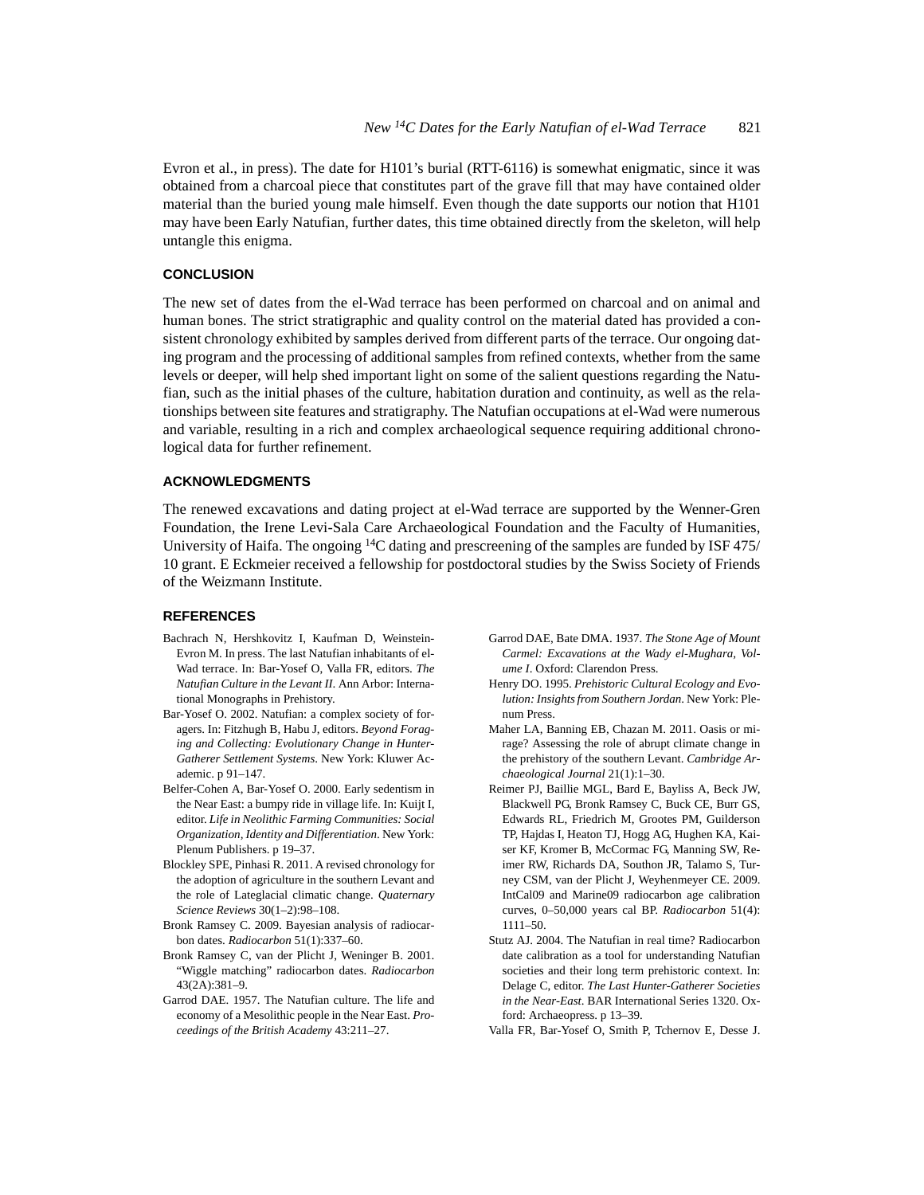Evron et al., in press). The date for H101's burial (RTT-6116) is somewhat enigmatic, since it was obtained from a charcoal piece that constitutes part of the grave fill that may have contained older material than the buried young male himself. Even though the date supports our notion that H101 may have been Early Natufian, further dates, this time obtained directly from the skeleton, will help untangle this enigma.

## CONCLUSION

The new set of dates from the el-Wad terrace has been performed on charcoal and on animal and human bones. The strict stratigraphic and quality control on the material dated has provided a consistent chronology exhibited by samples derived from different parts of the terrace. Our ongoing dating program and the processing of additional samples from refined contexts, whether from the same levels or deeper, will help shed important light on some of the salient questions regarding the Natufian, such as the initial phases of the culture, habitation duration and continuity, as well as the relationships between site features and stratigraphy. The Natufian occupations at el-Wad were numerous and variable, resulting in a rich and complex archaeological sequence requiring additional chronological data for further refinement.

## ACKNOWLEDGMENTS

The renewed excavations and dating project at el-Wad terrace are supported by the Wenner-Gren Foundation, the Irene Levi-Sala Care Archaeological Foundation and the Faculty of Humanities, University of Haifa. The ongoing $^{14}$C dating and prescreening of the samples are funded by ISF 475/10 grant. E Eckmeier received a fellowship for postdoctoral studies by the Swiss Society of Friends of the Weizmann Institute.

## REFERENCES

Bachrach N, Hershkovitz I, Kaufman D, Weinstein-Evron M. In press. The last Natufian inhabitants of el-Wad terrace. In: Bar-Yosef O, Valla FR, editors. *The Natufian Culture in the Levant II*. Ann Arbor: International Monographs in Prehistory.

Bar-Yosef O. 2002. Natufian: a complex society of foragers. In: Fitzhugh B, Habu J, editors. *Beyond Foraging and Collecting: Evolutionary Change in Hunter-Gatherer Settlement Systems*. New York: Kluwer Academic. p 91–147.

Belfer-Cohen A, Bar-Yosef O. 2000. Early sedentism in the Near East: a bumpy ride in village life. In: Kuijt I, editor. *Life in Neolithic Farming Communities: Social Organization, Identity and Differentiation*. New York: Plenum Publishers. p 19–37.

Blockley SPE, Pinhasi R. 2011. A revised chronology for the adoption of agriculture in the southern Levant and the role of Lateglacial climatic change. *Quaternary Science Reviews* 30(1–2):98–108.

Bronk Ramsey C. 2009. Bayesian analysis of radiocarbon dates. *Radiocarbon* 51(1):337–60.

Bronk Ramsey C, van der Plicht J, Weninger B. 2001. "Wiggle matching" radiocarbon dates. *Radiocarbon* 43(2A):381–9.

Garrod DAE. 1957. The Natufian culture. The life and economy of a Mesolithic people in the Near East. *Proceedings of the British Academy* 43:211–27.

Garrod DAE, Bate DMA. 1937. *The Stone Age of Mount Carmel: Excavations at the Wady el-Mughara, Volume I*. Oxford: Clarendon Press.

Henry DO. 1995. *Prehistoric Cultural Ecology and Evolution: Insights from Southern Jordan*. New York: Plenum Press.

Maher LA, Banning EB, Chazan M. 2011. Oasis or mirage? Assessing the role of abrupt climate change in the prehistory of the southern Levant. *Cambridge Archaeological Journal* 21(1):1–30.

Reimer PJ, Baillie MGL, Bard E, Bayliss A, Beck JW, Blackwell PG, Bronk Ramsey C, Buck CE, Burr GS, Edwards RL, Friedrich M, Grootes PM, Guilderson TP, Hajdas I, Heaton TJ, Hogg AG, Hughen KA, Kaiser KF, Kromer B, McCormac FG, Manning SW, Reimer RW, Richards DA, Southon JR, Talamo S, Turney CSM, van der Plicht J, Weyhenmeyer CE. 2009. IntCal09 and Marine09 radiocarbon age calibration curves, 0–50,000 years cal BP. *Radiocarbon* 51(4):1111–50.

Stutz AJ. 2004. The Natufian in real time? Radiocarbon date calibration as a tool for understanding Natufian societies and their long term prehistoric context. In: Delage C, editor. *The Last Hunter-Gatherer Societies in the Near-East*. BAR International Series 1320. Oxford: Archaeopress. p 13–39.

Valla FR, Bar-Yosef O, Smith P, Tchernov E, Desse J.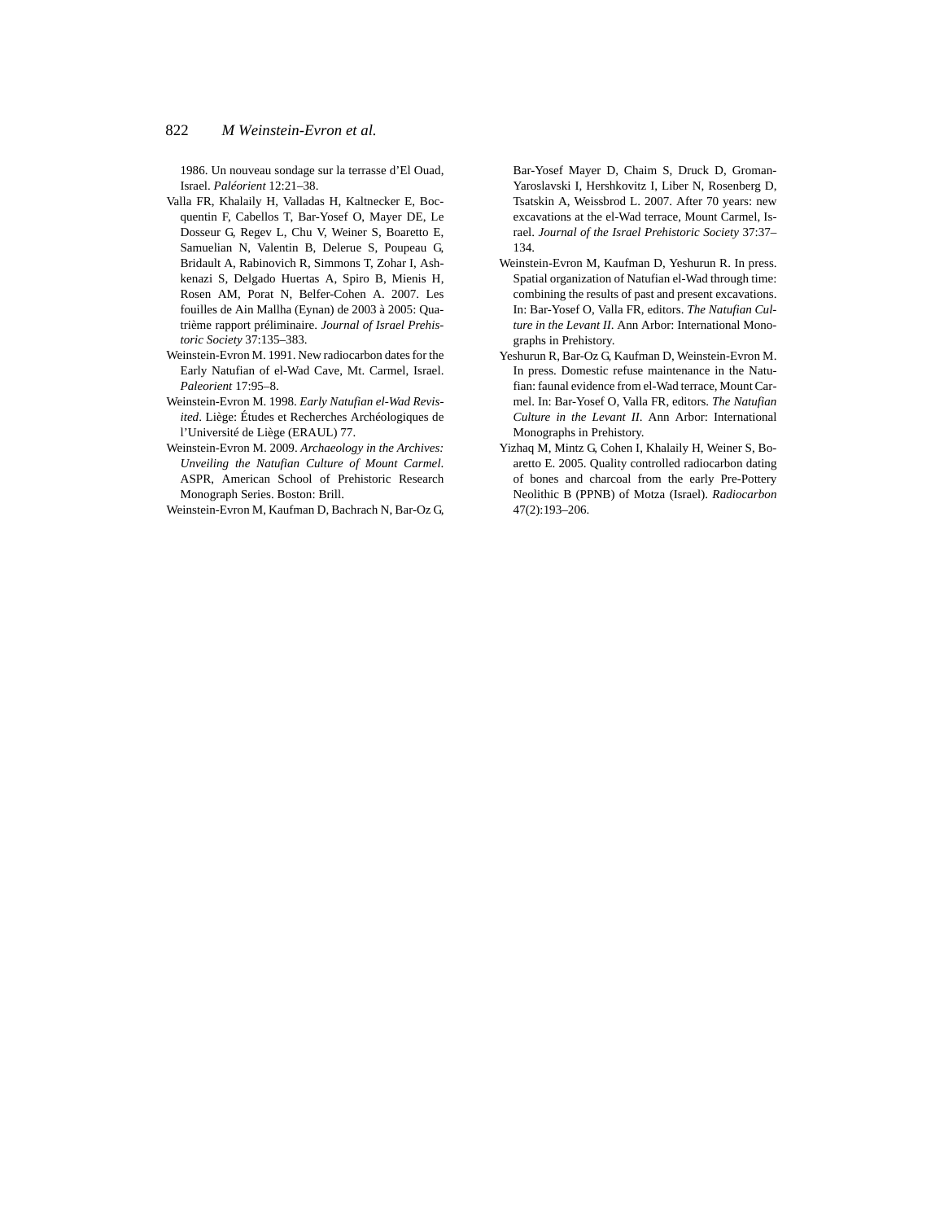1986. Un nouveau sondage sur la terrasse d'El Ouad, Israel. *Paléorient* 12:21–38.

Valla FR, Khalaily H, Valladas H, Kaltnecker E, Bocquentin F, Cabellos T, Bar-Yosef O, Mayer DE, Le Dosseur G, Regev L, Chu V, Weiner S, Boaretto E, Samuelian N, Valentin B, Delerue S, Poupeau G, Bridault A, Rabinovich R, Simmons T, Zohar I, Ashkenazi S, Delgado Huertas A, Spiro B, Mienis H, Rosen AM, Porat N, Belfer-Cohen A. 2007. Les fouilles de Ain Mallha (Eynan) de 2003 à 2005: Quatrième rapport préliminaire. *Journal of Israel Prehistoric Society* 37:135–383.

Weinstein-Evron M. 1991. New radiocarbon dates for the Early Natufian of el-Wad Cave, Mt. Carmel, Israel. *Paleorient* 17:95–8.

Weinstein-Evron M. 1998. *Early Natufian el-Wad Revisited*. Liège: Études et Recherches Archéologiques de l'Université de Liège (ERAUL) 77.

Weinstein-Evron M. 2009. *Archaeology in the Archives: Unveiling the Natufian Culture of Mount Carmel*. ASPR, American School of Prehistoric Research Monograph Series. Boston: Brill.

Weinstein-Evron M, Kaufman D, Bachrach N, Bar-Oz G, Bar-Yosef Mayer D, Chaim S, Druck D, Groman-Yaroslavski I, Hershkovitz I, Liber N, Rosenberg D, Tsatskin A, Weissbrod L. 2007. After 70 years: new excavations at the el-Wad terrace, Mount Carmel, Israel. *Journal of the Israel Prehistoric Society* 37:37–134.

Weinstein-Evron M, Kaufman D, Yeshurun R. In press. Spatial organization of Natufian el-Wad through time: combining the results of past and present excavations. In: Bar-Yosef O, Valla FR, editors. *The Natufian Culture in the Levant II*. Ann Arbor: International Monographs in Prehistory.

Yeshurun R, Bar-Oz G, Kaufman D, Weinstein-Evron M. In press. Domestic refuse maintenance in the Natufian: faunal evidence from el-Wad terrace, Mount Carmel. In: Bar-Yosef O, Valla FR, editors. *The Natufian Culture in the Levant II*. Ann Arbor: International Monographs in Prehistory.

Yizhaq M, Mintz G, Cohen I, Khalaily H, Weiner S, Boaretto E. 2005. Quality controlled radiocarbon dating of bones and charcoal from the early Pre-Pottery Neolithic B (PPNB) of Motza (Israel). *Radiocarbon* 47(2):193–206.